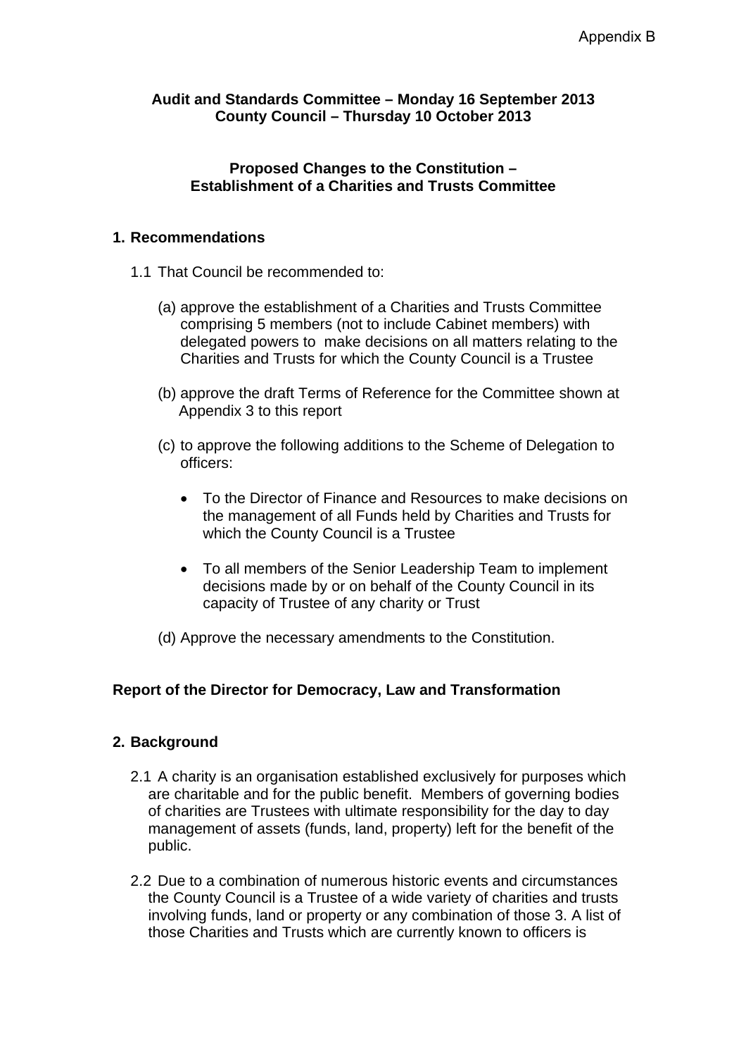Appendix B

**Audit and Standards Committee – Monday 16 September 2013**
**County Council – Thursday 10 October 2013**

**Proposed Changes to the Constitution –**
**Establishment of a Charities and Trusts Committee**

## 1. Recommendations

1.1 That Council be recommended to:

(a) approve the establishment of a Charities and Trusts Committee comprising 5 members (not to include Cabinet members) with delegated powers to make decisions on all matters relating to the Charities and Trusts for which the County Council is a Trustee

(b) approve the draft Terms of Reference for the Committee shown at Appendix 3 to this report

(c) to approve the following additions to the Scheme of Delegation to officers:

- To the Director of Finance and Resources to make decisions on the management of all Funds held by Charities and Trusts for which the County Council is a Trustee
- To all members of the Senior Leadership Team to implement decisions made by or on behalf of the County Council in its capacity of Trustee of any charity or Trust

(d) Approve the necessary amendments to the Constitution.

**Report of the Director for Democracy, Law and Transformation**

## 2. Background

2.1 A charity is an organisation established exclusively for purposes which are charitable and for the public benefit. Members of governing bodies of charities are Trustees with ultimate responsibility for the day to day management of assets (funds, land, property) left for the benefit of the public.

2.2 Due to a combination of numerous historic events and circumstances the County Council is a Trustee of a wide variety of charities and trusts involving funds, land or property or any combination of those 3. A list of those Charities and Trusts which are currently known to officers is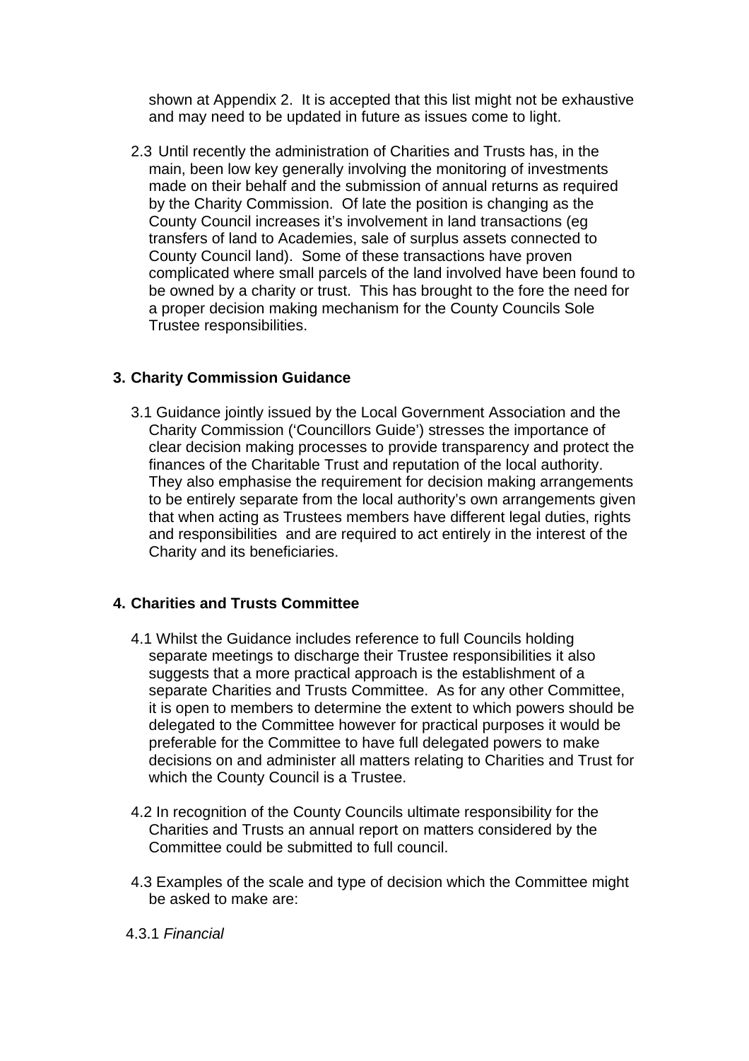shown at Appendix 2. It is accepted that this list might not be exhaustive and may need to be updated in future as issues come to light.

2.3 Until recently the administration of Charities and Trusts has, in the main, been low key generally involving the monitoring of investments made on their behalf and the submission of annual returns as required by the Charity Commission. Of late the position is changing as the County Council increases it's involvement in land transactions (eg transfers of land to Academies, sale of surplus assets connected to County Council land). Some of these transactions have proven complicated where small parcels of the land involved have been found to be owned by a charity or trust. This has brought to the fore the need for a proper decision making mechanism for the County Councils Sole Trustee responsibilities.

## 3. Charity Commission Guidance

3.1 Guidance jointly issued by the Local Government Association and the Charity Commission ('Councillors Guide') stresses the importance of clear decision making processes to provide transparency and protect the finances of the Charitable Trust and reputation of the local authority. They also emphasise the requirement for decision making arrangements to be entirely separate from the local authority's own arrangements given that when acting as Trustees members have different legal duties, rights and responsibilities and are required to act entirely in the interest of the Charity and its beneficiaries.

## 4. Charities and Trusts Committee

4.1 Whilst the Guidance includes reference to full Councils holding separate meetings to discharge their Trustee responsibilities it also suggests that a more practical approach is the establishment of a separate Charities and Trusts Committee. As for any other Committee, it is open to members to determine the extent to which powers should be delegated to the Committee however for practical purposes it would be preferable for the Committee to have full delegated powers to make decisions on and administer all matters relating to Charities and Trust for which the County Council is a Trustee.

4.2 In recognition of the County Councils ultimate responsibility for the Charities and Trusts an annual report on matters considered by the Committee could be submitted to full council.

4.3 Examples of the scale and type of decision which the Committee might be asked to make are:

4.3.1 *Financial*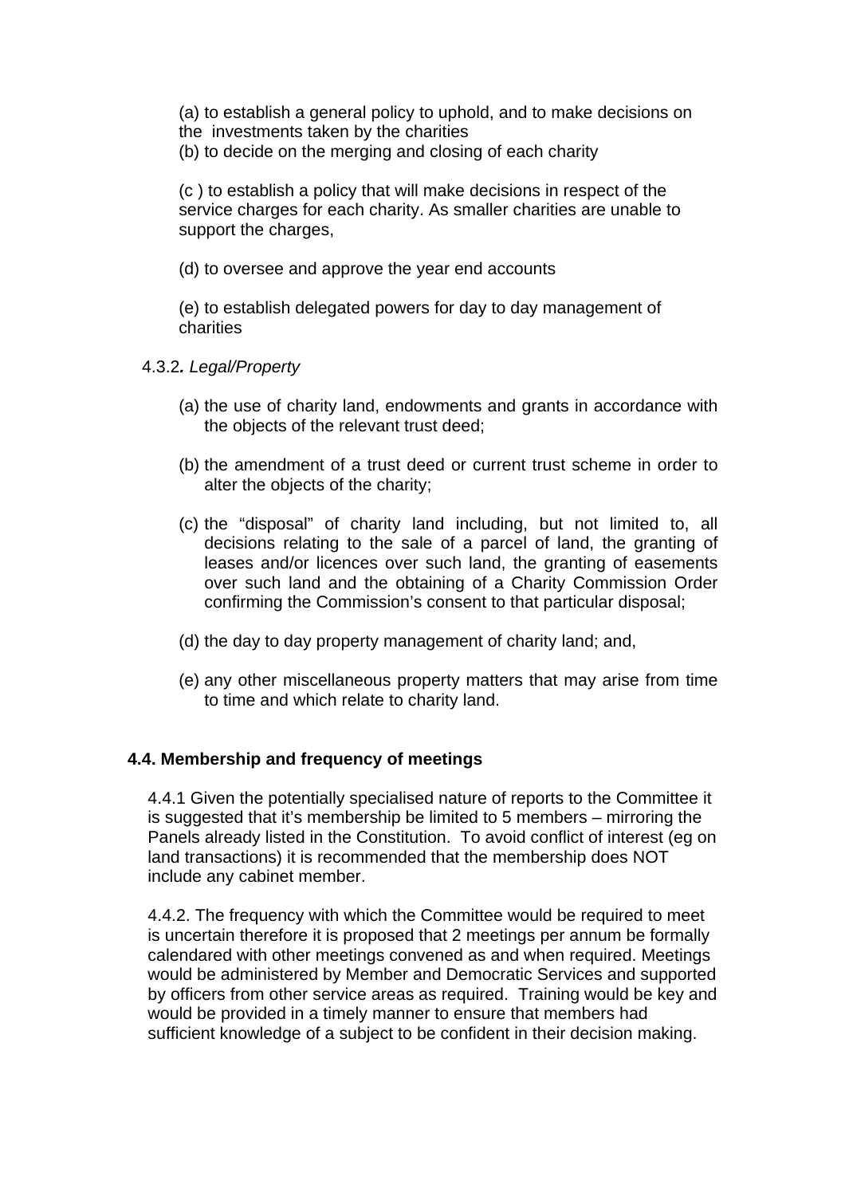(a) to establish a general policy to uphold, and to make decisions on the investments taken by the charities
(b) to decide on the merging and closing of each charity

(c ) to establish a policy that will make decisions in respect of the service charges for each charity. As smaller charities are unable to support the charges,

(d) to oversee and approve the year end accounts

(e) to establish delegated powers for day to day management of charities

4.3.2*. Legal/Property*

(a) the use of charity land, endowments and grants in accordance with the objects of the relevant trust deed;

(b) the amendment of a trust deed or current trust scheme in order to alter the objects of the charity;

(c) the “disposal” of charity land including, but not limited to, all decisions relating to the sale of a parcel of land, the granting of leases and/or licences over such land, the granting of easements over such land and the obtaining of a Charity Commission Order confirming the Commission’s consent to that particular disposal;

(d) the day to day property management of charity land; and,

(e) any other miscellaneous property matters that may arise from time to time and which relate to charity land.

**4.4. Membership and frequency of meetings**

4.4.1 Given the potentially specialised nature of reports to the Committee it is suggested that it’s membership be limited to 5 members – mirroring the Panels already listed in the Constitution. To avoid conflict of interest (eg on land transactions) it is recommended that the membership does NOT include any cabinet member.

4.4.2. The frequency with which the Committee would be required to meet is uncertain therefore it is proposed that 2 meetings per annum be formally calendared with other meetings convened as and when required. Meetings would be administered by Member and Democratic Services and supported by officers from other service areas as required. Training would be key and would be provided in a timely manner to ensure that members had sufficient knowledge of a subject to be confident in their decision making.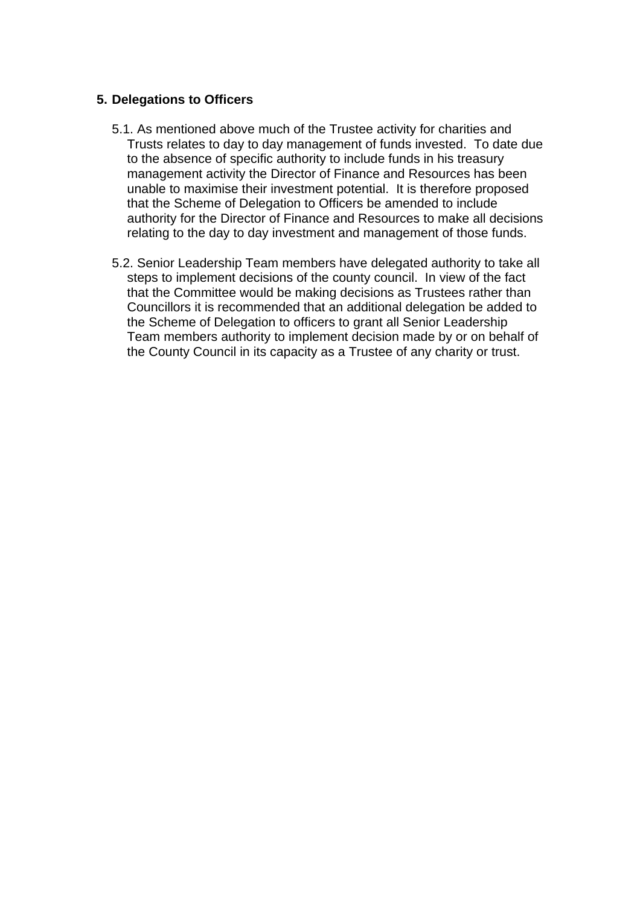## 5. Delegations to Officers

5.1. As mentioned above much of the Trustee activity for charities and Trusts relates to day to day management of funds invested. To date due to the absence of specific authority to include funds in his treasury management activity the Director of Finance and Resources has been unable to maximise their investment potential. It is therefore proposed that the Scheme of Delegation to Officers be amended to include authority for the Director of Finance and Resources to make all decisions relating to the day to day investment and management of those funds.

5.2. Senior Leadership Team members have delegated authority to take all steps to implement decisions of the county council. In view of the fact that the Committee would be making decisions as Trustees rather than Councillors it is recommended that an additional delegation be added to the Scheme of Delegation to officers to grant all Senior Leadership Team members authority to implement decision made by or on behalf of the County Council in its capacity as a Trustee of any charity or trust.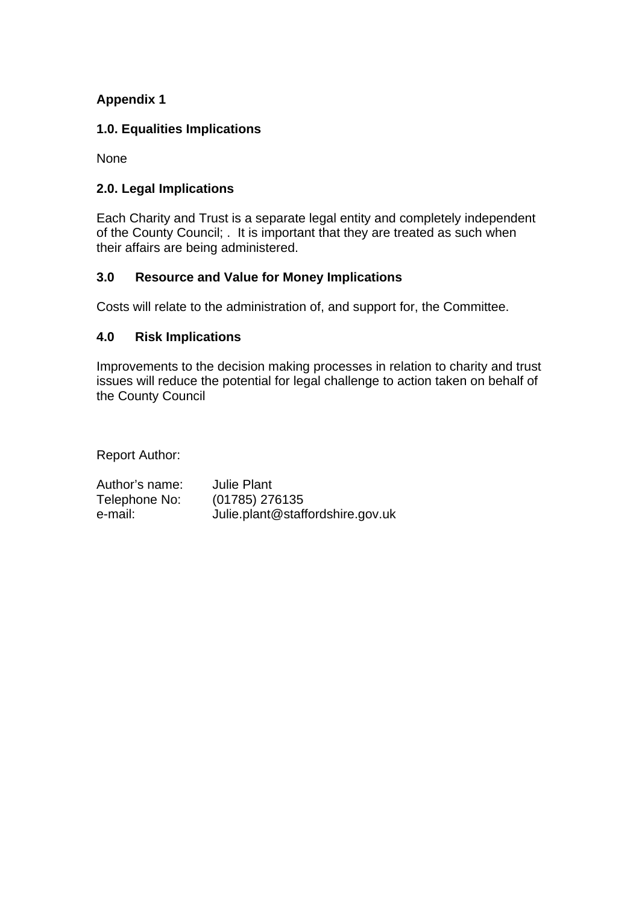**Appendix 1**

**1.0. Equalities Implications**

None

**2.0. Legal Implications**

Each Charity and Trust is a separate legal entity and completely independent of the County Council; . It is important that they are treated as such when their affairs are being administered.

**3.0 Resource and Value for Money Implications**

Costs will relate to the administration of, and support for, the Committee.

**4.0 Risk Implications**

Improvements to the decision making processes in relation to charity and trust issues will reduce the potential for legal challenge to action taken on behalf of the County Council

Report Author:

Author's name: Julie Plant
Telephone No: (01785) 276135
e-mail: Julie.plant@staffordshire.gov.uk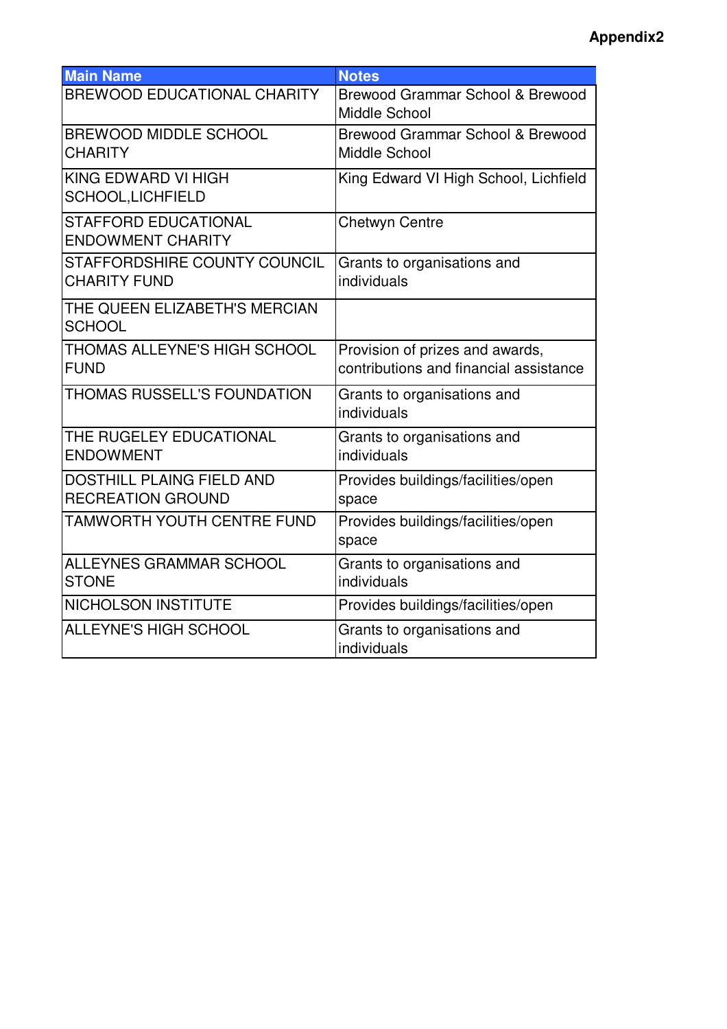**Appendix2**

| Main Name | Notes |
| --- | --- |
| BREWOOD EDUCATIONAL CHARITY | Brewood Grammar School & Brewood Middle School |
| BREWOOD MIDDLE SCHOOL CHARITY | Brewood Grammar School & Brewood Middle School |
| KING EDWARD VI HIGH SCHOOL,LICHFIELD | King Edward VI High School, Lichfield |
| STAFFORD EDUCATIONAL ENDOWMENT CHARITY | Chetwyn Centre |
| STAFFORDSHIRE COUNTY COUNCIL CHARITY FUND | Grants to organisations and individuals |
| THE QUEEN ELIZABETH'S MERCIAN SCHOOL | |
| THOMAS ALLEYNE'S HIGH SCHOOL FUND | Provision of prizes and awards, contributions and financial assistance |
| THOMAS RUSSELL'S FOUNDATION | Grants to organisations and individuals |
| THE RUGELEY EDUCATIONAL ENDOWMENT | Grants to organisations and individuals |
| DOSTHILL PLAING FIELD AND RECREATION GROUND | Provides buildings/facilities/open space |
| TAMWORTH YOUTH CENTRE FUND | Provides buildings/facilities/open space |
| ALLEYNES GRAMMAR SCHOOL STONE | Grants to organisations and individuals |
| NICHOLSON INSTITUTE | Provides buildings/facilities/open |
| ALLEYNE'S HIGH SCHOOL | Grants to organisations and individuals |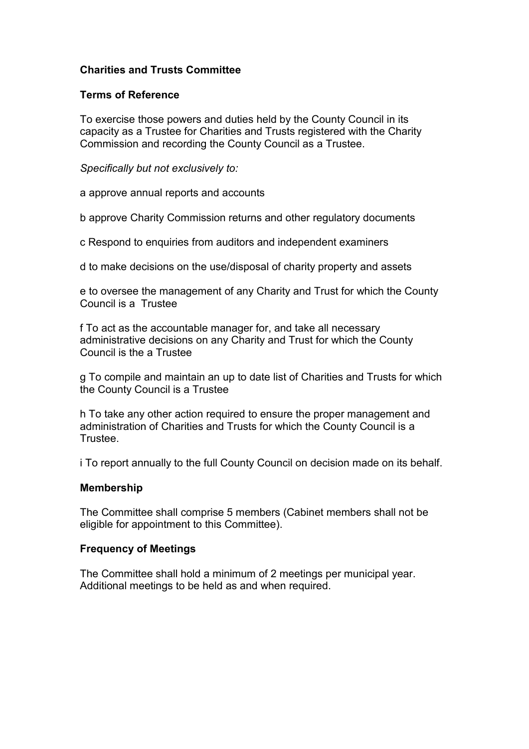**Charities and Trusts Committee**

**Terms of Reference**

To exercise those powers and duties held by the County Council in its capacity as a Trustee for Charities and Trusts registered with the Charity Commission and recording the County Council as a Trustee.

*Specifically but not exclusively to:*

a approve annual reports and accounts

b approve Charity Commission returns and other regulatory documents

c Respond to enquiries from auditors and independent examiners

d to make decisions on the use/disposal of charity property and assets

e to oversee the management of any Charity and Trust for which the County Council is a Trustee

f To act as the accountable manager for, and take all necessary administrative decisions on any Charity and Trust for which the County Council is the a Trustee

g To compile and maintain an up to date list of Charities and Trusts for which the County Council is a Trustee

h To take any other action required to ensure the proper management and administration of Charities and Trusts for which the County Council is a Trustee.

i To report annually to the full County Council on decision made on its behalf.

**Membership**

The Committee shall comprise 5 members (Cabinet members shall not be eligible for appointment to this Committee).

**Frequency of Meetings**

The Committee shall hold a minimum of 2 meetings per municipal year. Additional meetings to be held as and when required.